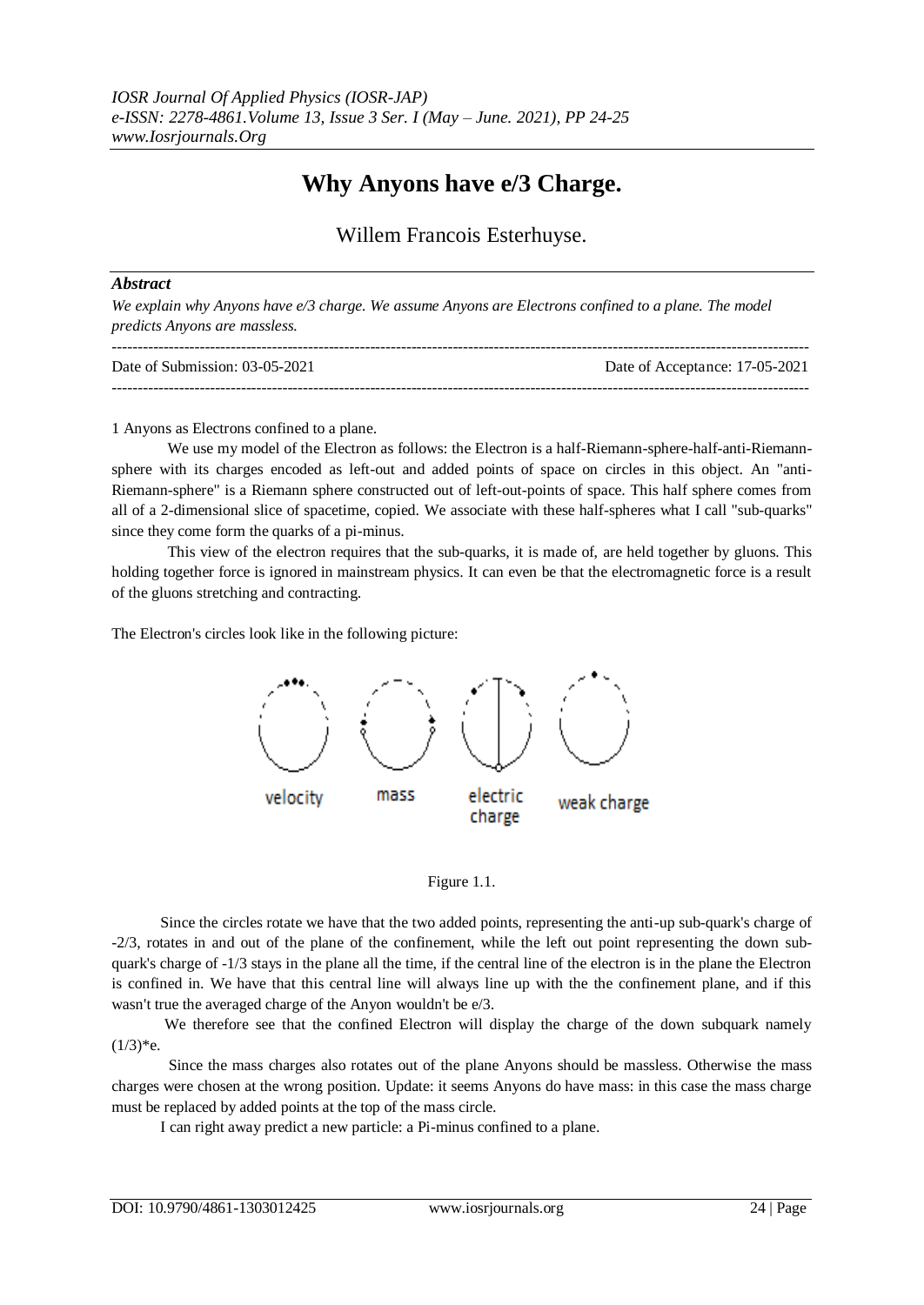# Why Anyons have e/3 Charge.

Willem Francois Esterhuyse.

### *Abstract*

*We explain why Anyons have e/3 charge. We assume Anyons are Electrons confined to a plane. The model predicts Anyons are massless.*

---

Date of Submission: 03-05-2021 Date of Acceptance: 17-05-2021

---

1 Anyons as Electrons confined to a plane.

We use my model of the Electron as follows: the Electron is a half-Riemann-sphere-half-anti-Riemann-sphere with its charges encoded as left-out and added points of space on circles in this object. An "anti-Riemann-sphere" is a Riemann sphere constructed out of left-out-points of space. This half sphere comes from all of a 2-dimensional slice of spacetime, copied. We associate with these half-spheres what I call "sub-quarks" since they come form the quarks of a pi-minus.

This view of the electron requires that the sub-quarks, it is made of, are held together by gluons. This holding together force is ignored in mainstream physics. It can even be that the electromagnetic force is a result of the gluons stretching and contracting.

The Electron's circles look like in the following picture:

velocity mass electric charge weak charge

Figure 1.1.

Since the circles rotate we have that the two added points, representing the anti-up sub-quark's charge of -2/3, rotates in and out of the plane of the confinement, while the left out point representing the down sub-quark's charge of -1/3 stays in the plane all the time, if the central line of the electron is in the plane the Electron is confined in. We have that this central line will always line up with the the confinement plane, and if this wasn't true the averaged charge of the Anyon wouldn't be e/3.

We therefore see that the confined Electron will display the charge of the down subquark namely $(1/3)*e$.

Since the mass charges also rotates out of the plane Anyons should be massless. Otherwise the mass charges were chosen at the wrong position. Update: it seems Anyons do have mass: in this case the mass charge must be replaced by added points at the top of the mass circle.

I can right away predict a new particle: a Pi-minus confined to a plane.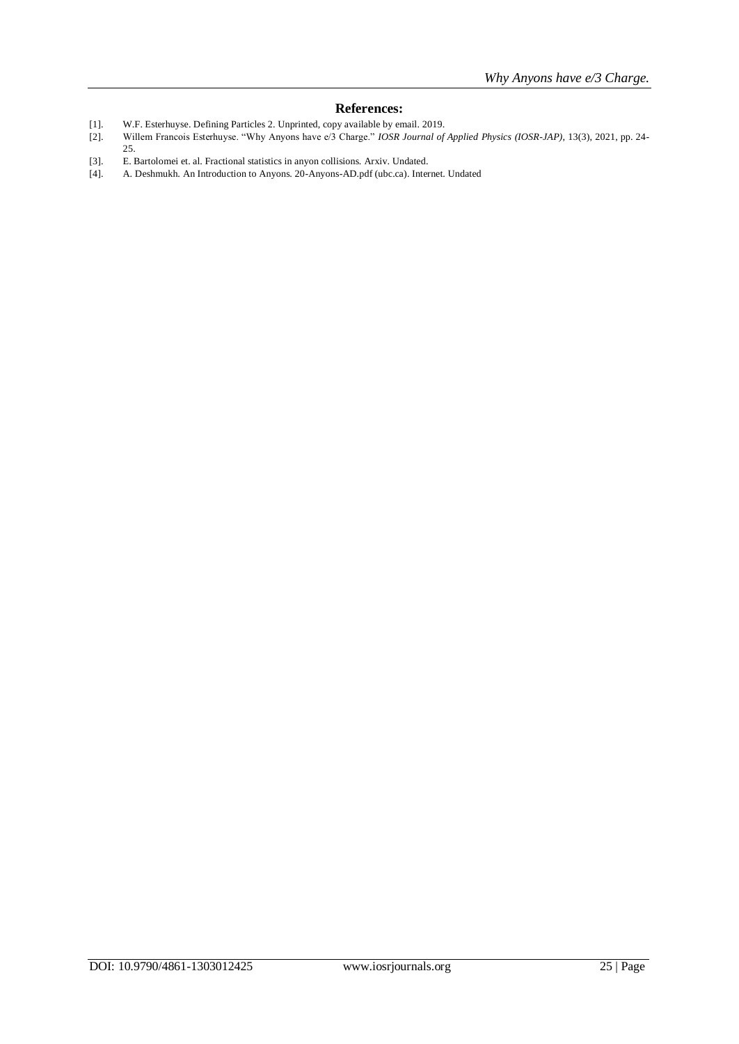## References:

[1]. W.F. Esterhuyse. Defining Particles 2. Unprinted, copy available by email. 2019.

[2]. Willem Francois Esterhuyse. "Why Anyons have e/3 Charge." *IOSR Journal of Applied Physics (IOSR-JAP)*, 13(3), 2021, pp. 24-25.

[3]. E. Bartolomei et. al. Fractional statistics in anyon collisions. Arxiv. Undated.

[4]. A. Deshmukh. An Introduction to Anyons. 20-Anyons-AD.pdf (ubc.ca). Internet. Undated